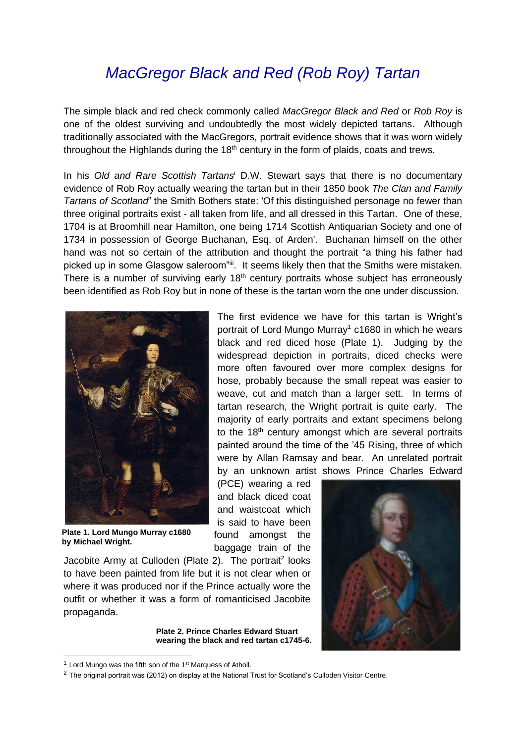# *MacGregor Black and Red (Rob Roy) Tartan*

The simple black and red check commonly called *MacGregor Black and Red* or *Rob Roy* is one of the oldest surviving and undoubtedly the most widely depicted tartans. Although traditionally associated with the MacGregors, portrait evidence shows that it was worn widely throughout the Highlands during the 18th century in the form of plaids, coats and trews.

In his *Old and Rare Scottish Tartans*[i] D.W. Stewart says that there is no documentary evidence of Rob Roy actually wearing the tartan but in their 1850 book *The Clan and Family Tartans of Scotland*[ii] the Smith Bothers state: 'Of this distinguished personage no fewer than three original portraits exist - all taken from life, and all dressed in this Tartan. One of these, 1704 is at Broomhill near Hamilton, one being 1714 Scottish Antiquarian Society and one of 1734 in possession of George Buchanan, Esq, of Arden'. Buchanan himself on the other hand was not so certain of the attribution and thought the portrait "a thing his father had picked up in some Glasgow saleroom"[iii]. It seems likely then that the Smiths were mistaken. There is a number of surviving early 18th century portraits whose subject has erroneously been identified as Rob Roy but in none of these is the tartan worn the one under discussion.

**Plate 1. Lord Mungo Murray c1680 by Michael Wright.**

The first evidence we have for this tartan is Wright's portrait of Lord Mungo Murray[1] c1680 in which he wears black and red diced hose (Plate 1). Judging by the widespread depiction in portraits, diced checks were more often favoured over more complex designs for hose, probably because the small repeat was easier to weave, cut and match than a larger sett. In terms of tartan research, the Wright portrait is quite early. The majority of early portraits and extant specimens belong to the 18th century amongst which are several portraits painted around the time of the '45 Rising, three of which were by Allan Ramsay and bear. An unrelated portrait by an unknown artist shows Prince Charles Edward (PCE) wearing a red and black diced coat and waistcoat which is said to have been found amongst the baggage train of the Jacobite Army at Culloden (Plate 2). The portrait[2] looks to have been painted from life but it is not clear when or where it was produced nor if the Prince actually wore the outfit or whether it was a form of romanticised Jacobite propaganda.

**Plate 2. Prince Charles Edward Stuart wearing the black and red tartan c1745-6.**

---

[1] Lord Mungo was the fifth son of the 1st Marquess of Atholl.

[2] The original portrait was (2012) on display at the National Trust for Scotland's Culloden Visitor Centre.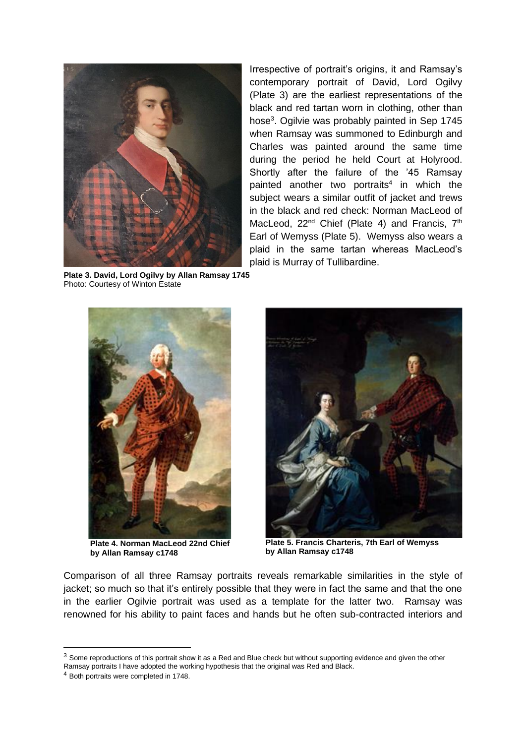Irrespective of portrait's origins, it and Ramsay's contemporary portrait of David, Lord Ogilvy (Plate 3) are the earliest representations of the black and red tartan worn in clothing, other than hose[3]. Ogilvie was probably painted in Sep 1745 when Ramsay was summoned to Edinburgh and Charles was painted around the same time during the period he held Court at Holyrood. Shortly after the failure of the '45 Ramsay painted another two portraits[4] in which the subject wears a similar outfit of jacket and trews in the black and red check: Norman MacLeod of MacLeod, 22nd Chief (Plate 4) and Francis, 7th Earl of Wemyss (Plate 5). Wemyss also wears a plaid in the same tartan whereas MacLeod's plaid is Murray of Tullibardine.

**Plate 3. David, Lord Ogilvy by Allan Ramsay 1745**
Photo: Courtesy of Winton Estate

**Plate 4. Norman MacLeod 22nd Chief by Allan Ramsay c1748**

**Plate 5. Francis Charteris, 7th Earl of Wemyss by Allan Ramsay c1748**

Comparison of all three Ramsay portraits reveals remarkable similarities in the style of jacket; so much so that it's entirely possible that they were in fact the same and that the one in the earlier Ogilvie portrait was used as a template for the latter two. Ramsay was renowned for his ability to paint faces and hands but he often sub-contracted interiors and

[3] Some reproductions of this portrait show it as a Red and Blue check but without supporting evidence and given the other Ramsay portraits I have adopted the working hypothesis that the original was Red and Black.

[4] Both portraits were completed in 1748.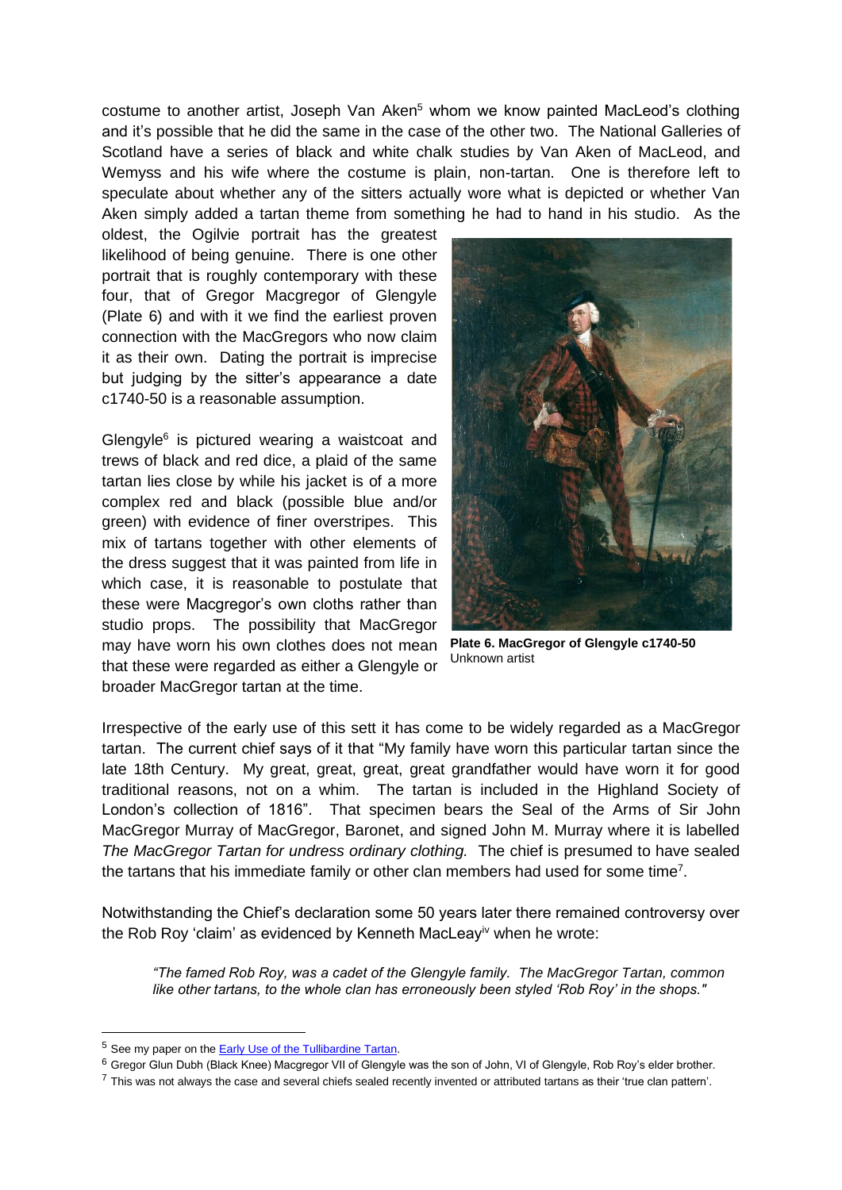costume to another artist, Joseph Van Aken[5] whom we know painted MacLeod's clothing and it's possible that he did the same in the case of the other two. The National Galleries of Scotland have a series of black and white chalk studies by Van Aken of MacLeod, and Wemyss and his wife where the costume is plain, non-tartan. One is therefore left to speculate about whether any of the sitters actually wore what is depicted or whether Van Aken simply added a tartan theme from something he had to hand in his studio. As the oldest, the Ogilvie portrait has the greatest likelihood of being genuine. There is one other portrait that is roughly contemporary with these four, that of Gregor Macgregor of Glengyle (Plate 6) and with it we find the earliest proven connection with the MacGregors who now claim it as their own. Dating the portrait is imprecise but judging by the sitter's appearance a date c1740-50 is a reasonable assumption.

**Plate 6. MacGregor of Glengyle c1740-50**
Unknown artist

Glengyle[6] is pictured wearing a waistcoat and trews of black and red dice, a plaid of the same tartan lies close by while his jacket is of a more complex red and black (possible blue and/or green) with evidence of finer overstripes. This mix of tartans together with other elements of the dress suggest that it was painted from life in which case, it is reasonable to postulate that these were Macgregor's own cloths rather than studio props. The possibility that MacGregor may have worn his own clothes does not mean that these were regarded as either a Glengyle or broader MacGregor tartan at the time.

Irrespective of the early use of this sett it has come to be widely regarded as a MacGregor tartan. The current chief says of it that "My family have worn this particular tartan since the late 18th Century. My great, great, great, great grandfather would have worn it for good traditional reasons, not on a whim. The tartan is included in the Highland Society of London's collection of 1816". That specimen bears the Seal of the Arms of Sir John MacGregor Murray of MacGregor, Baronet, and signed John M. Murray where it is labelled *The MacGregor Tartan for undress ordinary clothing.* The chief is presumed to have sealed the tartans that his immediate family or other clan members had used for some time[7].

Notwithstanding the Chief's declaration some 50 years later there remained controversy over the Rob Roy 'claim' as evidenced by Kenneth MacLeay[iv] when he wrote:

> *"The famed Rob Roy, was a cadet of the Glengyle family. The MacGregor Tartan, common like other tartans, to the whole clan has erroneously been styled 'Rob Roy' in the shops."*

---

[5] See my paper on the Early Use of the Tullibardine Tartan.

[6] Gregor Glun Dubh (Black Knee) Macgregor VII of Glengyle was the son of John, VI of Glengyle, Rob Roy's elder brother.

[7] This was not always the case and several chiefs sealed recently invented or attributed tartans as their 'true clan pattern'.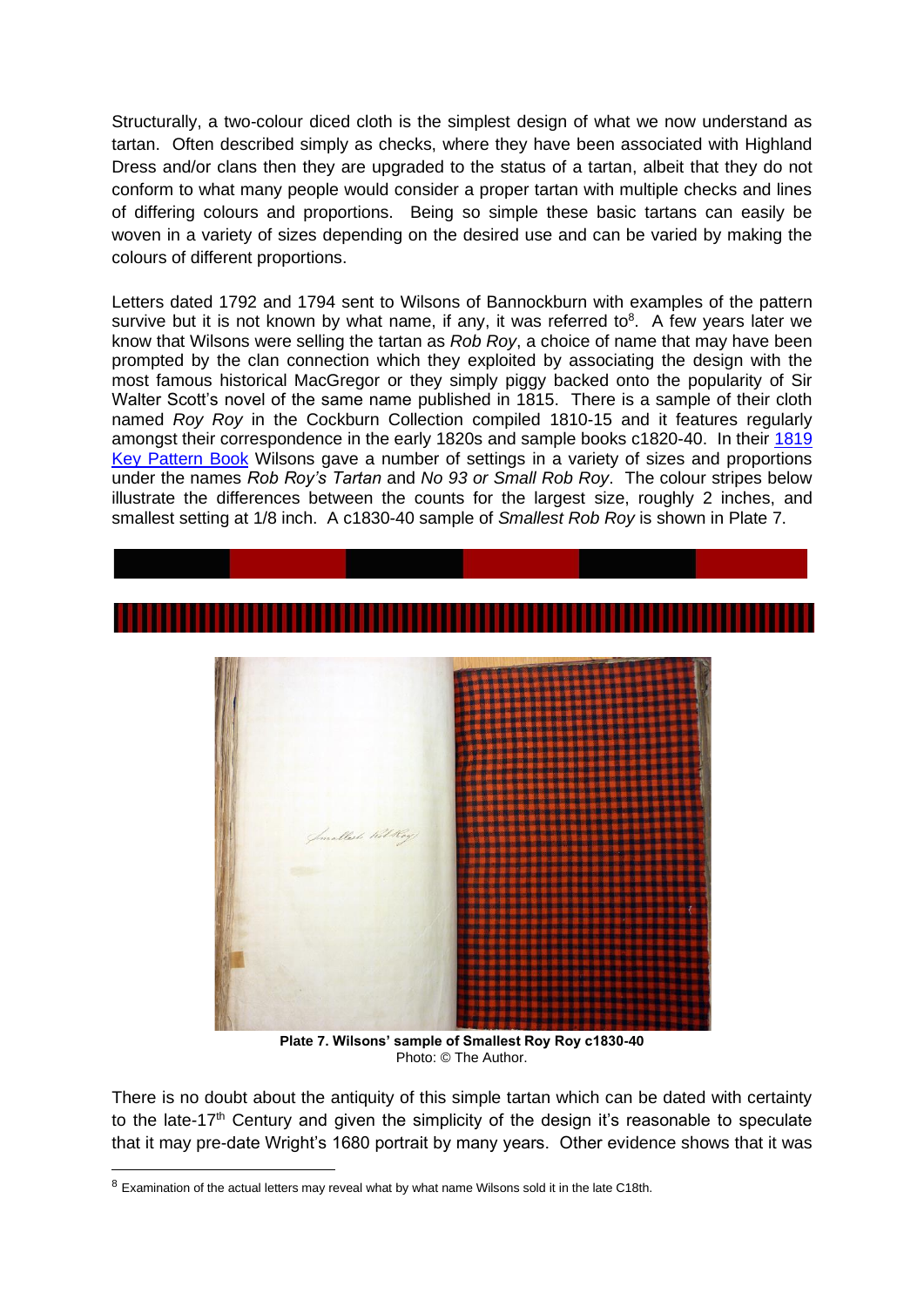Structurally, a two-colour diced cloth is the simplest design of what we now understand as tartan. Often described simply as checks, where they have been associated with Highland Dress and/or clans then they are upgraded to the status of a tartan, albeit that they do not conform to what many people would consider a proper tartan with multiple checks and lines of differing colours and proportions. Being so simple these basic tartans can easily be woven in a variety of sizes depending on the desired use and can be varied by making the colours of different proportions.

Letters dated 1792 and 1794 sent to Wilsons of Bannockburn with examples of the pattern survive but it is not known by what name, if any, it was referred to[8]. A few years later we know that Wilsons were selling the tartan as *Rob Roy*, a choice of name that may have been prompted by the clan connection which they exploited by associating the design with the most famous historical MacGregor or they simply piggy backed onto the popularity of Sir Walter Scott's novel of the same name published in 1815. There is a sample of their cloth named *Roy Roy* in the Cockburn Collection compiled 1810-15 and it features regularly amongst their correspondence in the early 1820s and sample books c1820-40. In their [1819 Key Pattern Book](1819 Key Pattern Book) Wilsons gave a number of settings in a variety of sizes and proportions under the names *Rob Roy's Tartan* and *No 93 or Small Rob Roy*. The colour stripes below illustrate the differences between the counts for the largest size, roughly 2 inches, and smallest setting at 1/8 inch. A c1830-40 sample of *Smallest Rob Roy* is shown in Plate 7.

**Plate 7. Wilsons' sample of Smallest Roy Roy c1830-40**
Photo: © The Author.

There is no doubt about the antiquity of this simple tartan which can be dated with certainty to the late-17th Century and given the simplicity of the design it's reasonable to speculate that it may pre-date Wright's 1680 portrait by many years. Other evidence shows that it was

[8] Examination of the actual letters may reveal what by what name Wilsons sold it in the late C18th.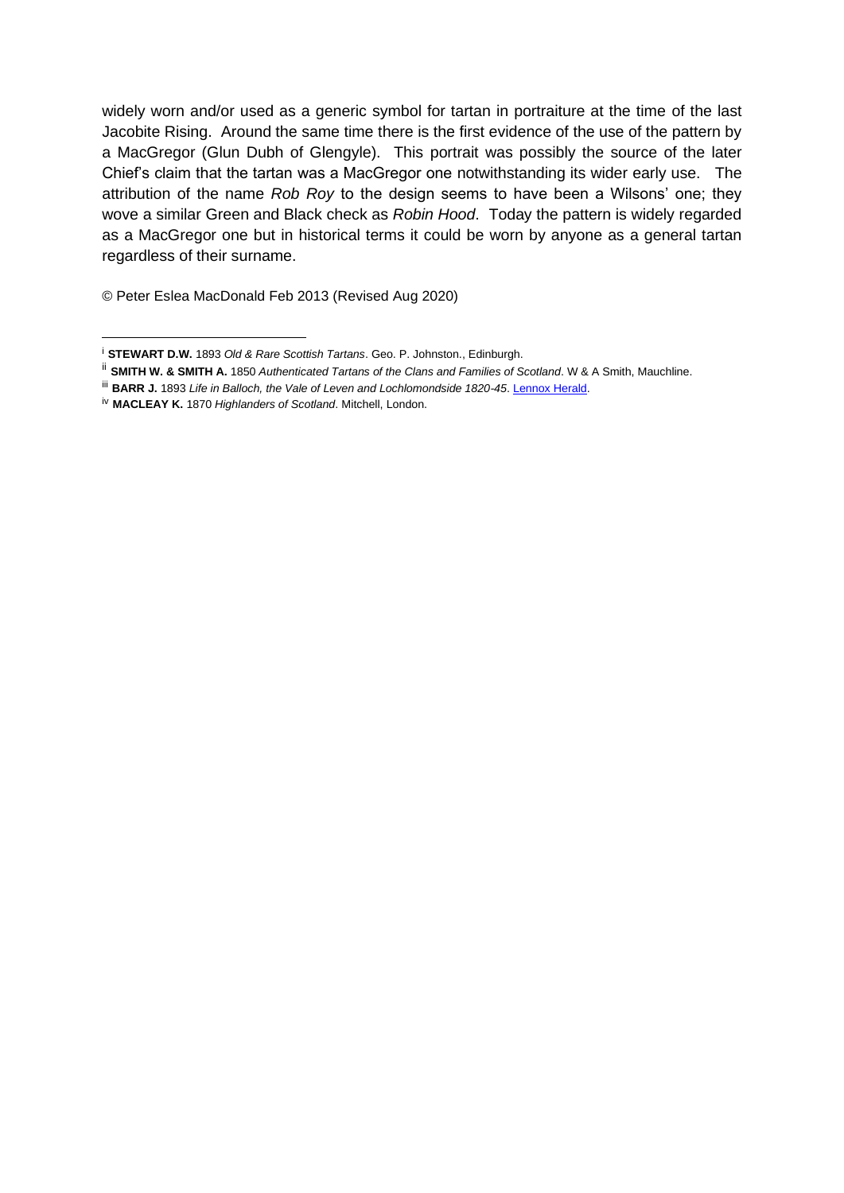widely worn and/or used as a generic symbol for tartan in portraiture at the time of the last Jacobite Rising. Around the same time there is the first evidence of the use of the pattern by a MacGregor (Glun Dubh of Glengyle). This portrait was possibly the source of the later Chief's claim that the tartan was a MacGregor one notwithstanding its wider early use. The attribution of the name *Rob Roy* to the design seems to have been a Wilsons' one; they wove a similar Green and Black check as *Robin Hood*. Today the pattern is widely regarded as a MacGregor one but in historical terms it could be worn by anyone as a general tartan regardless of their surname.

© Peter Eslea MacDonald Feb 2013 (Revised Aug 2020)

---

[i] **STEWART D.W.** 1893 *Old & Rare Scottish Tartans*. Geo. P. Johnston., Edinburgh.

[ii] **SMITH W. & SMITH A.** 1850 *Authenticated Tartans of the Clans and Families of Scotland*. W & A Smith, Mauchline.

[iii] **BARR J.** 1893 *Life in Balloch, the Vale of Leven and Lochlomondside 1820-45*. Lennox Herald.

[iv] **MACLEAY K.** 1870 *Highlanders of Scotland*. Mitchell, London.